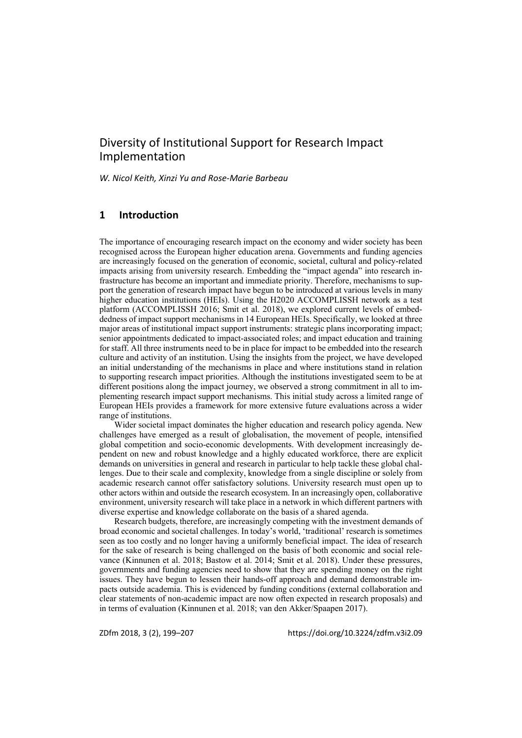# Diversity of Institutional Support for Research Impact Implementation

*W. Nicol Keith, Xinzi Yu and Rose-Marie Barbeau*

## 1 Introduction

The importance of encouraging research impact on the economy and wider society has been recognised across the European higher education arena. Governments and funding agencies are increasingly focused on the generation of economic, societal, cultural and policy-related impacts arising from university research. Embedding the "impact agenda" into research infrastructure has become an important and immediate priority. Therefore, mechanisms to support the generation of research impact have begun to be introduced at various levels in many higher education institutions (HEIs). Using the H2020 ACCOMPLISSH network as a test platform (ACCOMPLISSH 2016; Smit et al. 2018), we explored current levels of embeddedness of impact support mechanisms in 14 European HEIs. Specifically, we looked at three major areas of institutional impact support instruments: strategic plans incorporating impact; senior appointments dedicated to impact-associated roles; and impact education and training for staff. All three instruments need to be in place for impact to be embedded into the research culture and activity of an institution. Using the insights from the project, we have developed an initial understanding of the mechanisms in place and where institutions stand in relation to supporting research impact priorities. Although the institutions investigated seem to be at different positions along the impact journey, we observed a strong commitment in all to implementing research impact support mechanisms. This initial study across a limited range of European HEIs provides a framework for more extensive future evaluations across a wider range of institutions.

Wider societal impact dominates the higher education and research policy agenda. New challenges have emerged as a result of globalisation, the movement of people, intensified global competition and socio-economic developments. With development increasingly dependent on new and robust knowledge and a highly educated workforce, there are explicit demands on universities in general and research in particular to help tackle these global challenges. Due to their scale and complexity, knowledge from a single discipline or solely from academic research cannot offer satisfactory solutions. University research must open up to other actors within and outside the research ecosystem. In an increasingly open, collaborative environment, university research will take place in a network in which different partners with diverse expertise and knowledge collaborate on the basis of a shared agenda.

Research budgets, therefore, are increasingly competing with the investment demands of broad economic and societal challenges. In today's world, 'traditional' research is sometimes seen as too costly and no longer having a uniformly beneficial impact. The idea of research for the sake of research is being challenged on the basis of both economic and social relevance (Kinnunen et al. 2018; Bastow et al. 2014; Smit et al. 2018). Under these pressures, governments and funding agencies need to show that they are spending money on the right issues. They have begun to lessen their hands-off approach and demand demonstrable impacts outside academia. This is evidenced by funding conditions (external collaboration and clear statements of non-academic impact are now often expected in research proposals) and in terms of evaluation (Kinnunen et al. 2018; van den Akker/Spaapen 2017).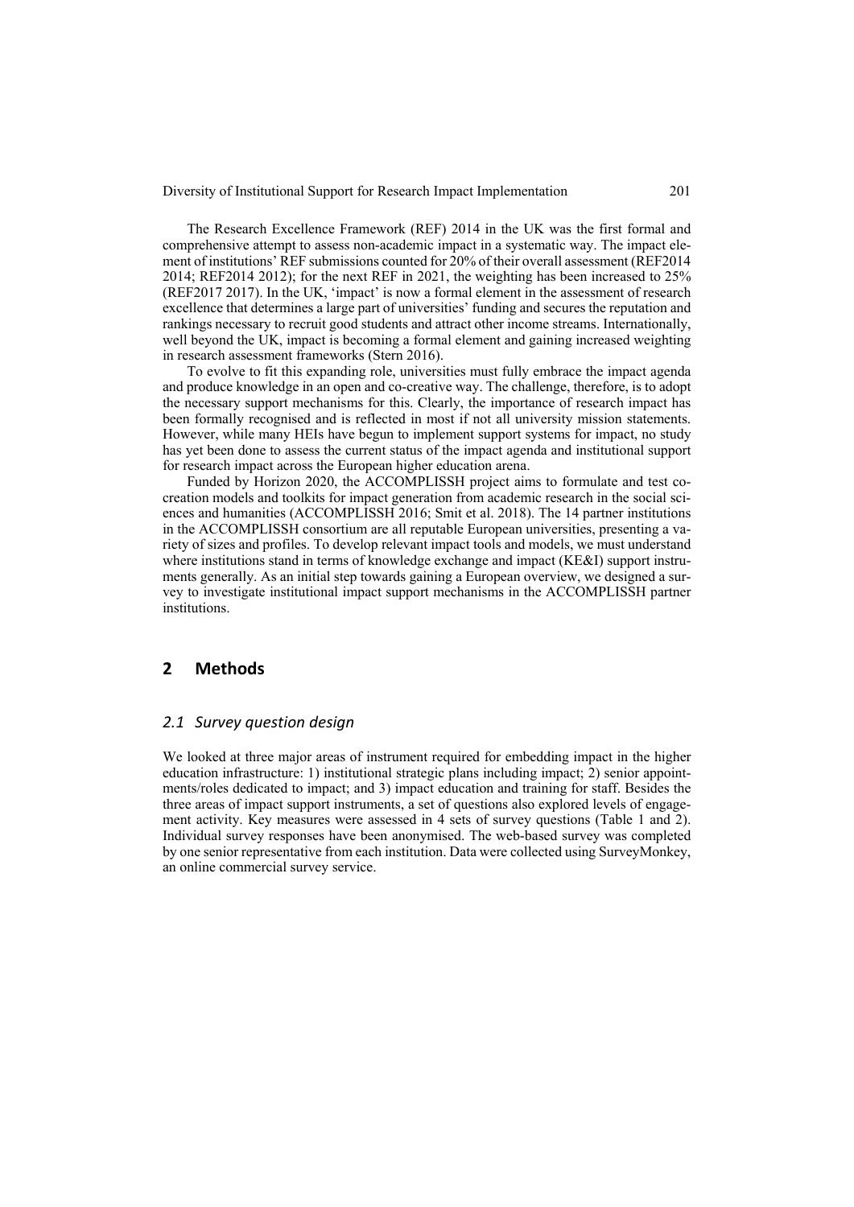The Research Excellence Framework (REF) 2014 in the UK was the first formal and comprehensive attempt to assess non-academic impact in a systematic way. The impact element of institutions' REF submissions counted for 20% of their overall assessment (REF2014 2014; REF2014 2012); for the next REF in 2021, the weighting has been increased to 25% (REF2017 2017). In the UK, 'impact' is now a formal element in the assessment of research excellence that determines a large part of universities' funding and secures the reputation and rankings necessary to recruit good students and attract other income streams. Internationally, well beyond the UK, impact is becoming a formal element and gaining increased weighting in research assessment frameworks (Stern 2016).

To evolve to fit this expanding role, universities must fully embrace the impact agenda and produce knowledge in an open and co-creative way. The challenge, therefore, is to adopt the necessary support mechanisms for this. Clearly, the importance of research impact has been formally recognised and is reflected in most if not all university mission statements. However, while many HEIs have begun to implement support systems for impact, no study has yet been done to assess the current status of the impact agenda and institutional support for research impact across the European higher education arena.

Funded by Horizon 2020, the ACCOMPLISSH project aims to formulate and test co-creation models and toolkits for impact generation from academic research in the social sciences and humanities (ACCOMPLISSH 2016; Smit et al. 2018). The 14 partner institutions in the ACCOMPLISSH consortium are all reputable European universities, presenting a variety of sizes and profiles. To develop relevant impact tools and models, we must understand where institutions stand in terms of knowledge exchange and impact (KE&I) support instruments generally. As an initial step towards gaining a European overview, we designed a survey to investigate institutional impact support mechanisms in the ACCOMPLISSH partner institutions.

## 2 Methods

### *2.1 Survey question design*

We looked at three major areas of instrument required for embedding impact in the higher education infrastructure: 1) institutional strategic plans including impact; 2) senior appointments/roles dedicated to impact; and 3) impact education and training for staff. Besides the three areas of impact support instruments, a set of questions also explored levels of engagement activity. Key measures were assessed in 4 sets of survey questions (Table 1 and 2). Individual survey responses have been anonymised. The web-based survey was completed by one senior representative from each institution. Data were collected using SurveyMonkey, an online commercial survey service.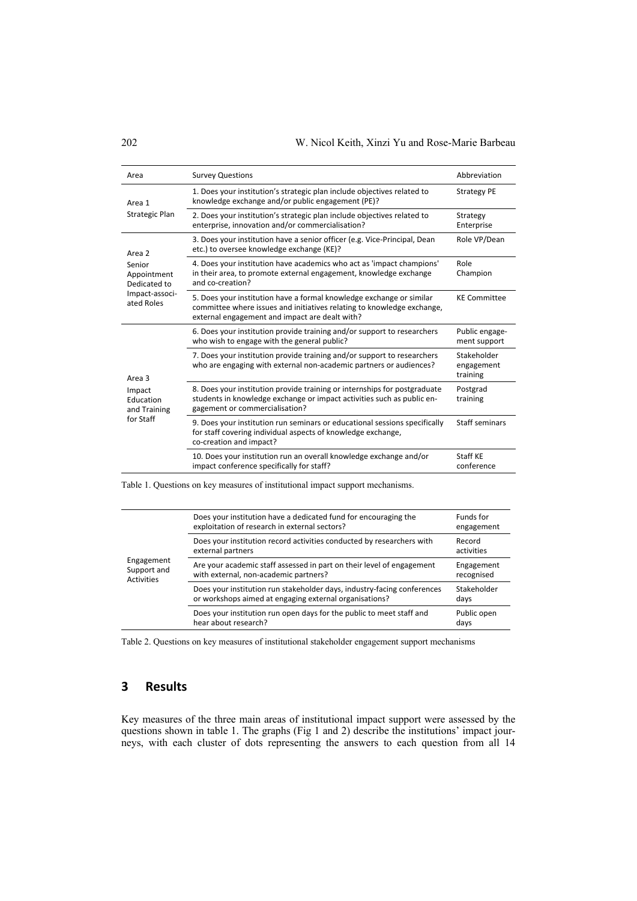| Area | Survey Questions | Abbreviation |
|---|---|---|
| Area 1<br>Strategic Plan | 1. Does your institution's strategic plan include objectives related to knowledge exchange and/or public engagement (PE)? | Strategy PE |
| | 2. Does your institution's strategic plan include objectives related to enterprise, innovation and/or commercialisation? | Strategy Enterprise |
| Area 2<br>Senior Appointment Dedicated to Impact-associated Roles | 3. Does your institution have a senior officer (e.g. Vice-Principal, Dean etc.) to oversee knowledge exchange (KE)? | Role VP/Dean |
| | 4. Does your institution have academics who act as 'impact champions' in their area, to promote external engagement, knowledge exchange and co-creation? | Role Champion |
| | 5. Does your institution have a formal knowledge exchange or similar committee where issues and initiatives relating to knowledge exchange, external engagement and impact are dealt with? | KE Committee |
| Area 3<br>Impact Education and Training for Staff | 6. Does your institution provide training and/or support to researchers who wish to engage with the general public? | Public engagement support |
| | 7. Does your institution provide training and/or support to researchers who are engaging with external non-academic partners or audiences? | Stakeholder engagement training |
| | 8. Does your institution provide training or internships for postgraduate students in knowledge exchange or impact activities such as public engagement or commercialisation? | Postgrad training |
| | 9. Does your institution run seminars or educational sessions specifically for staff covering individual aspects of knowledge exchange, co-creation and impact? | Staff seminars |
| | 10. Does your institution run an overall knowledge exchange and/or impact conference specifically for staff? | Staff KE conference |

Table 1. Questions on key measures of institutional impact support mechanisms.

| | | |
|---|---|---|
| Engagement Support and Activities | Does your institution have a dedicated fund for encouraging the exploitation of research in external sectors? | Funds for engagement |
| | Does your institution record activities conducted by researchers with external partners | Record activities |
| | Are your academic staff assessed in part on their level of engagement with external, non-academic partners? | Engagement recognised |
| | Does your institution run stakeholder days, industry-facing conferences or workshops aimed at engaging external organisations? | Stakeholder days |
| | Does your institution run open days for the public to meet staff and hear about research? | Public open days |

Table 2. Questions on key measures of institutional stakeholder engagement support mechanisms

## 3 Results

Key measures of the three main areas of institutional impact support were assessed by the questions shown in table 1. The graphs (Fig 1 and 2) describe the institutions' impact journeys, with each cluster of dots representing the answers to each question from all 14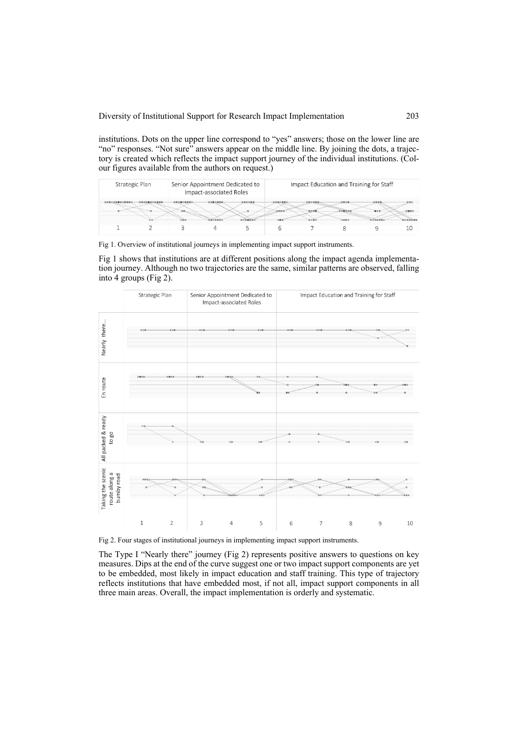institutions. Dots on the upper line correspond to "yes" answers; those on the lower line are "no" responses. "Not sure" answers appear on the middle line. By joining the dots, a trajectory is created which reflects the impact support journey of the individual institutions. (Colour figures available from the authors on request.)

Fig 1. Overview of institutional journeys in implementing impact support instruments.

Fig 1 shows that institutions are at different positions along the impact agenda implementation journey. Although no two trajectories are the same, similar patterns are observed, falling into 4 groups (Fig 2).

Fig 2. Four stages of institutional journeys in implementing impact support instruments.

The Type I "Nearly there" journey (Fig 2) represents positive answers to questions on key measures. Dips at the end of the curve suggest one or two impact support components are yet to be embedded, most likely in impact education and staff training. This type of trajectory reflects institutions that have embedded most, if not all, impact support components in all three main areas. Overall, the impact implementation is orderly and systematic.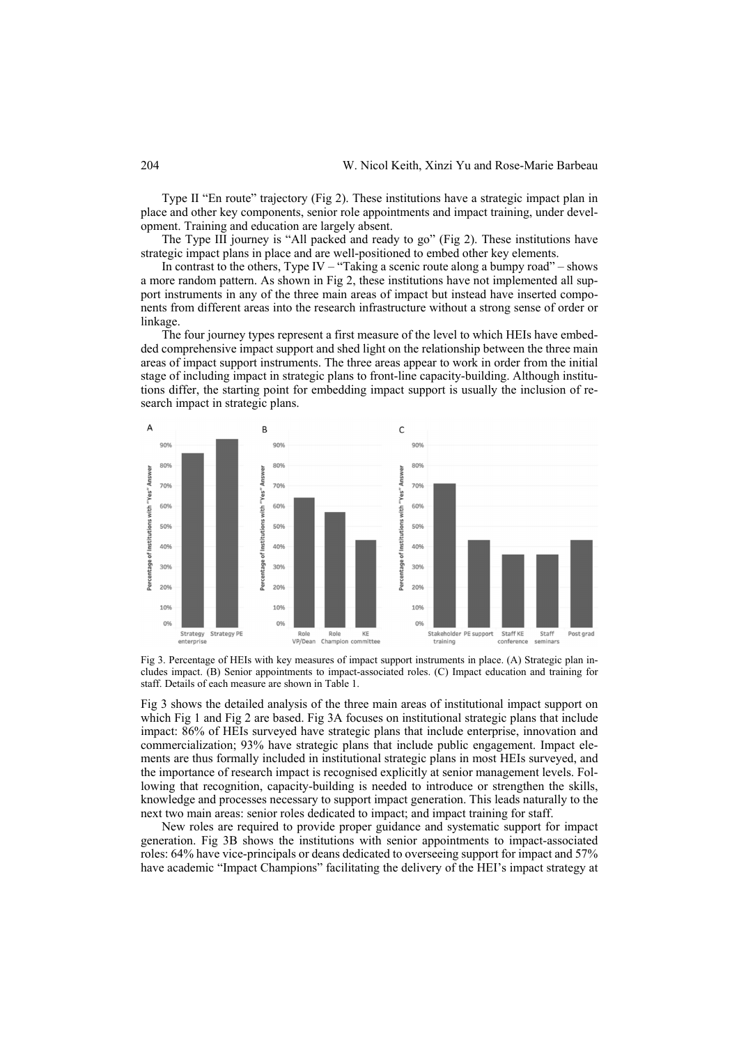Type II "En route" trajectory (Fig 2). These institutions have a strategic impact plan in place and other key components, senior role appointments and impact training, under development. Training and education are largely absent.

The Type III journey is "All packed and ready to go" (Fig 2). These institutions have strategic impact plans in place and are well-positioned to embed other key elements.

In contrast to the others, Type IV – "Taking a scenic route along a bumpy road" – shows a more random pattern. As shown in Fig 2, these institutions have not implemented all support instruments in any of the three main areas of impact but instead have inserted components from different areas into the research infrastructure without a strong sense of order or linkage.

The four journey types represent a first measure of the level to which HEIs have embedded comprehensive impact support and shed light on the relationship between the three main areas of impact support instruments. The three areas appear to work in order from the initial stage of including impact in strategic plans to front-line capacity-building. Although institutions differ, the starting point for embedding impact support is usually the inclusion of research impact in strategic plans.

Fig 3. Percentage of HEIs with key measures of impact support instruments in place. (A) Strategic plan includes impact. (B) Senior appointments to impact-associated roles. (C) Impact education and training for staff. Details of each measure are shown in Table 1.

Fig 3 shows the detailed analysis of the three main areas of institutional impact support on which Fig 1 and Fig 2 are based. Fig 3A focuses on institutional strategic plans that include impact: 86% of HEIs surveyed have strategic plans that include enterprise, innovation and commercialization; 93% have strategic plans that include public engagement. Impact elements are thus formally included in institutional strategic plans in most HEIs surveyed, and the importance of research impact is recognised explicitly at senior management levels. Following that recognition, capacity-building is needed to introduce or strengthen the skills, knowledge and processes necessary to support impact generation. This leads naturally to the next two main areas: senior roles dedicated to impact; and impact training for staff.

New roles are required to provide proper guidance and systematic support for impact generation. Fig 3B shows the institutions with senior appointments to impact-associated roles: 64% have vice-principals or deans dedicated to overseeing support for impact and 57% have academic "Impact Champions" facilitating the delivery of the HEI's impact strategy at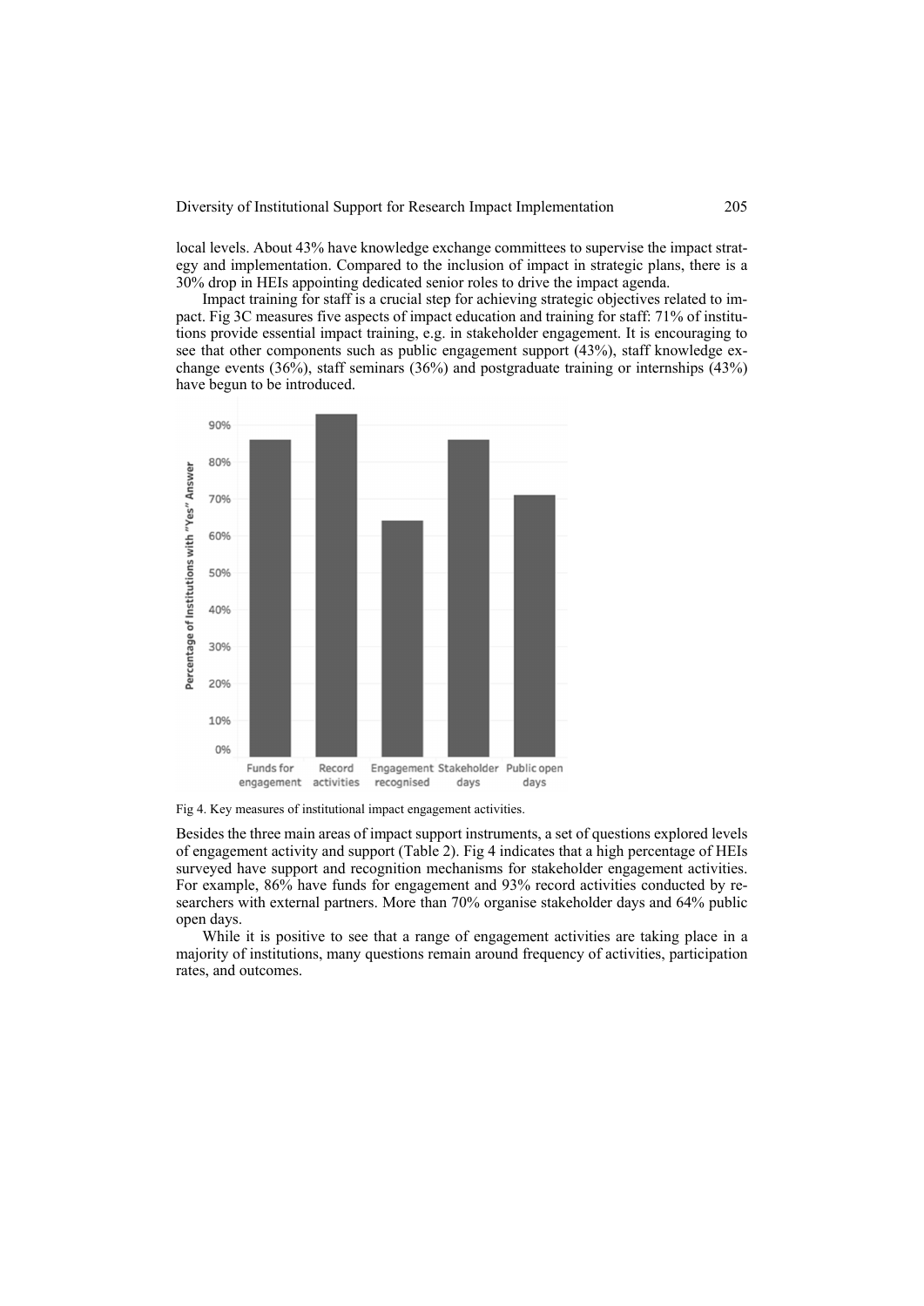local levels. About 43% have knowledge exchange committees to supervise the impact strategy and implementation. Compared to the inclusion of impact in strategic plans, there is a 30% drop in HEIs appointing dedicated senior roles to drive the impact agenda.

Impact training for staff is a crucial step for achieving strategic objectives related to impact. Fig 3C measures five aspects of impact education and training for staff: 71% of institutions provide essential impact training, e.g. in stakeholder engagement. It is encouraging to see that other components such as public engagement support (43%), staff knowledge exchange events (36%), staff seminars (36%) and postgraduate training or internships (43%) have begun to be introduced.

Fig 4. Key measures of institutional impact engagement activities.

Besides the three main areas of impact support instruments, a set of questions explored levels of engagement activity and support (Table 2). Fig 4 indicates that a high percentage of HEIs surveyed have support and recognition mechanisms for stakeholder engagement activities. For example, 86% have funds for engagement and 93% record activities conducted by researchers with external partners. More than 70% organise stakeholder days and 64% public open days.

While it is positive to see that a range of engagement activities are taking place in a majority of institutions, many questions remain around frequency of activities, participation rates, and outcomes.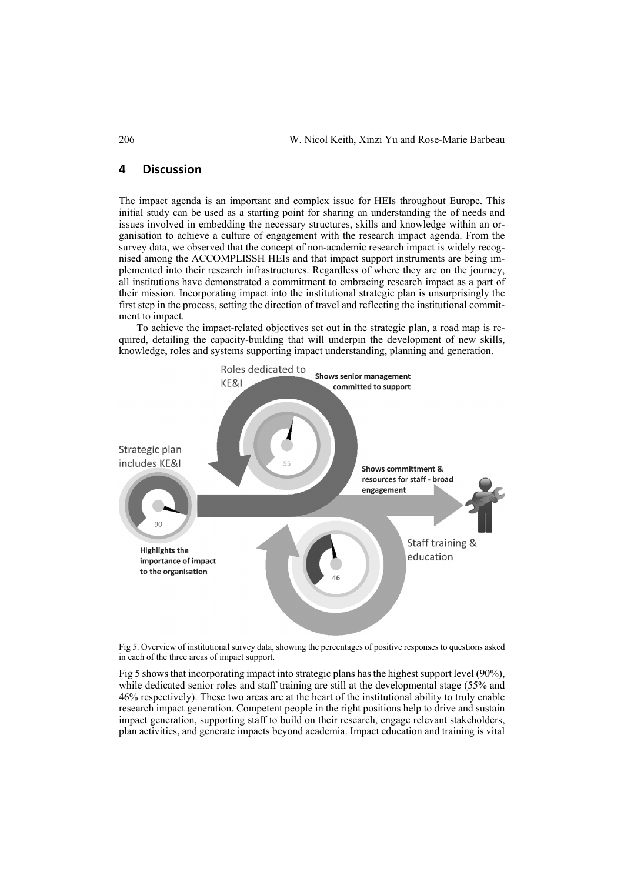## 4 Discussion

The impact agenda is an important and complex issue for HEIs throughout Europe. This initial study can be used as a starting point for sharing an understanding the of needs and issues involved in embedding the necessary structures, skills and knowledge within an organisation to achieve a culture of engagement with the research impact agenda. From the survey data, we observed that the concept of non-academic research impact is widely recognised among the ACCOMPLISSH HEIs and that impact support instruments are being implemented into their research infrastructures. Regardless of where they are on the journey, all institutions have demonstrated a commitment to embracing research impact as a part of their mission. Incorporating impact into the institutional strategic plan is unsurprisingly the first step in the process, setting the direction of travel and reflecting the institutional commitment to impact.

To achieve the impact-related objectives set out in the strategic plan, a road map is required, detailing the capacity-building that will underpin the development of new skills, knowledge, roles and systems supporting impact understanding, planning and generation.

Fig 5. Overview of institutional survey data, showing the percentages of positive responses to questions asked in each of the three areas of impact support.

Fig 5 shows that incorporating impact into strategic plans has the highest support level (90%), while dedicated senior roles and staff training are still at the developmental stage (55% and 46% respectively). These two areas are at the heart of the institutional ability to truly enable research impact generation. Competent people in the right positions help to drive and sustain impact generation, supporting staff to build on their research, engage relevant stakeholders, plan activities, and generate impacts beyond academia. Impact education and training is vital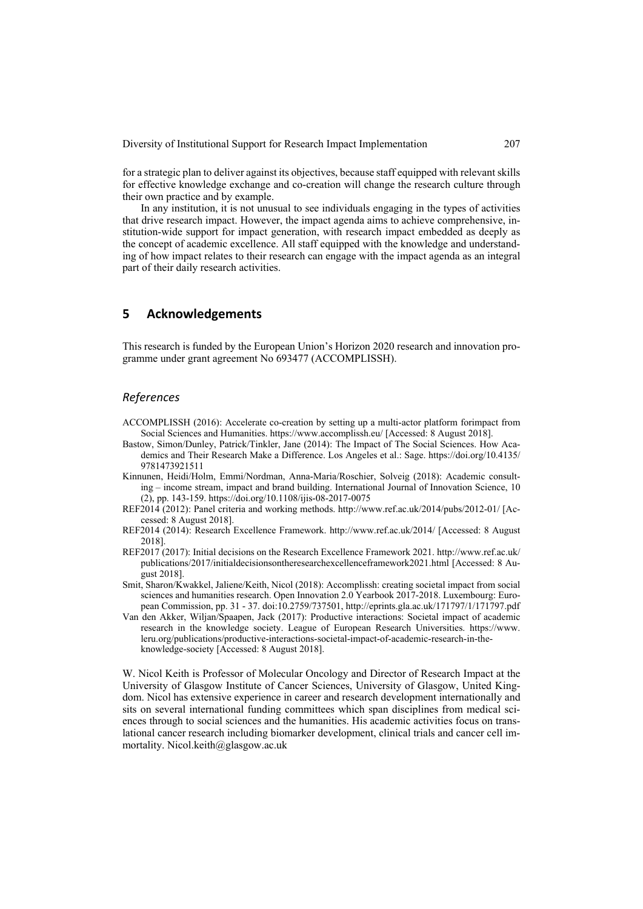for a strategic plan to deliver against its objectives, because staff equipped with relevant skills for effective knowledge exchange and co-creation will change the research culture through their own practice and by example.

In any institution, it is not unusual to see individuals engaging in the types of activities that drive research impact. However, the impact agenda aims to achieve comprehensive, institution-wide support for impact generation, with research impact embedded as deeply as the concept of academic excellence. All staff equipped with the knowledge and understanding of how impact relates to their research can engage with the impact agenda as an integral part of their daily research activities.

## 5 Acknowledgements

This research is funded by the European Union's Horizon 2020 research and innovation programme under grant agreement No 693477 (ACCOMPLISSH).

### *References*

ACCOMPLISSH (2016): Accelerate co-creation by setting up a multi-actor platform forimpact from Social Sciences and Humanities. https://www.accomplissh.eu/ [Accessed: 8 August 2018].

Bastow, Simon/Dunley, Patrick/Tinkler, Jane (2014): The Impact of The Social Sciences. How Academics and Their Research Make a Difference. Los Angeles et al.: Sage. https://doi.org/10.4135/9781473921511

Kinnunen, Heidi/Holm, Emmi/Nordman, Anna-Maria/Roschier, Solveig (2018): Academic consulting – income stream, impact and brand building. International Journal of Innovation Science, 10 (2), pp. 143-159. https://doi.org/10.1108/ijis-08-2017-0075

REF2014 (2012): Panel criteria and working methods. http://www.ref.ac.uk/2014/pubs/2012-01/ [Accessed: 8 August 2018].

REF2014 (2014): Research Excellence Framework. http://www.ref.ac.uk/2014/ [Accessed: 8 August 2018].

REF2017 (2017): Initial decisions on the Research Excellence Framework 2021. http://www.ref.ac.uk/publications/2017/initialdecisionsontheresearchexcellenceframework2021.html [Accessed: 8 August 2018].

Smit, Sharon/Kwakkel, Jaliene/Keith, Nicol (2018): Accomplissh: creating societal impact from social sciences and humanities research. Open Innovation 2.0 Yearbook 2017-2018. Luxembourg: European Commission, pp. 31 - 37. doi:10.2759/737501, http://eprints.gla.ac.uk/171797/1/171797.pdf

Van den Akker, Wiljan/Spaapen, Jack (2017): Productive interactions: Societal impact of academic research in the knowledge society. League of European Research Universities. https://www.leru.org/publications/productive-interactions-societal-impact-of-academic-research-in-the-knowledge-society [Accessed: 8 August 2018].

W. Nicol Keith is Professor of Molecular Oncology and Director of Research Impact at the University of Glasgow Institute of Cancer Sciences, University of Glasgow, United Kingdom. Nicol has extensive experience in career and research development internationally and sits on several international funding committees which span disciplines from medical sciences through to social sciences and the humanities. His academic activities focus on translational cancer research including biomarker development, clinical trials and cancer cell immortality. Nicol.keith@glasgow.ac.uk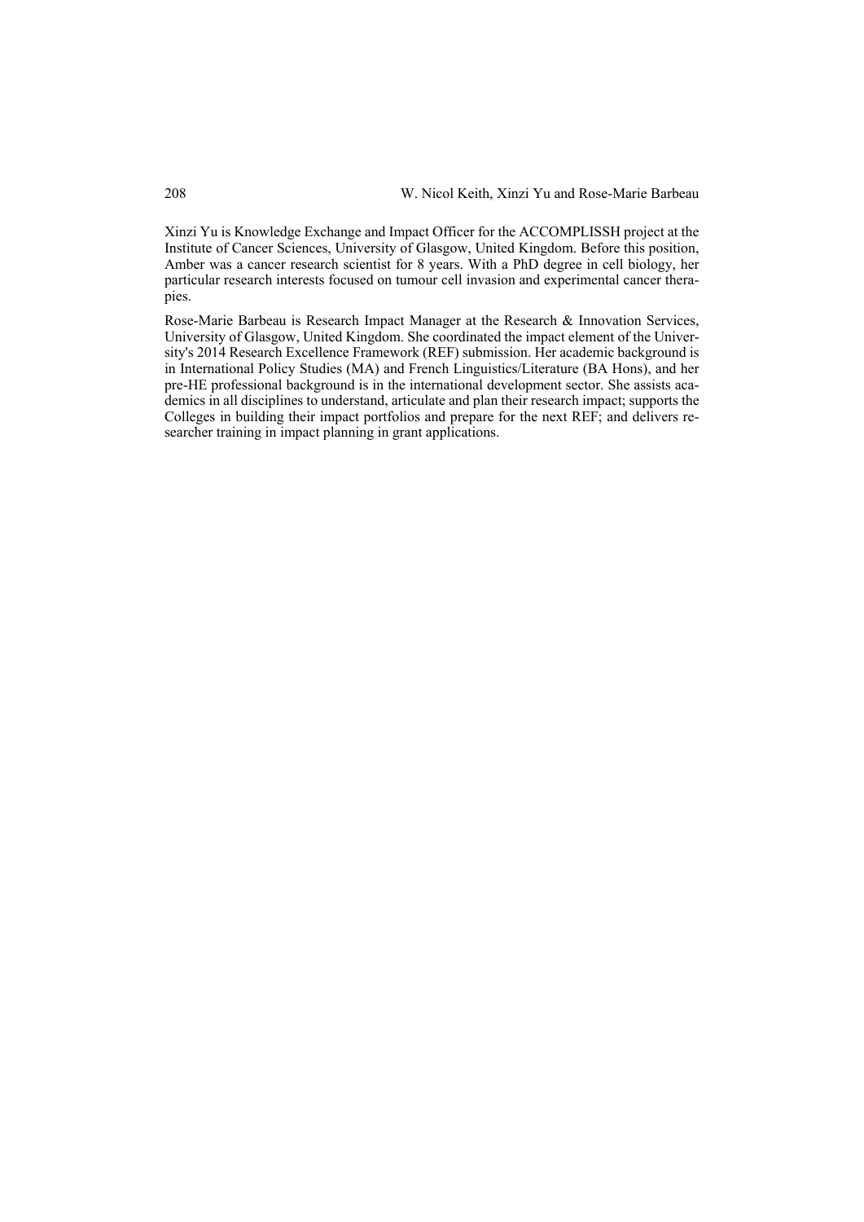Xinzi Yu is Knowledge Exchange and Impact Officer for the ACCOMPLISSH project at the Institute of Cancer Sciences, University of Glasgow, United Kingdom. Before this position, Amber was a cancer research scientist for 8 years. With a PhD degree in cell biology, her particular research interests focused on tumour cell invasion and experimental cancer therapies.

Rose-Marie Barbeau is Research Impact Manager at the Research & Innovation Services, University of Glasgow, United Kingdom. She coordinated the impact element of the University's 2014 Research Excellence Framework (REF) submission. Her academic background is in International Policy Studies (MA) and French Linguistics/Literature (BA Hons), and her pre-HE professional background is in the international development sector. She assists academics in all disciplines to understand, articulate and plan their research impact; supports the Colleges in building their impact portfolios and prepare for the next REF; and delivers researcher training in impact planning in grant applications.